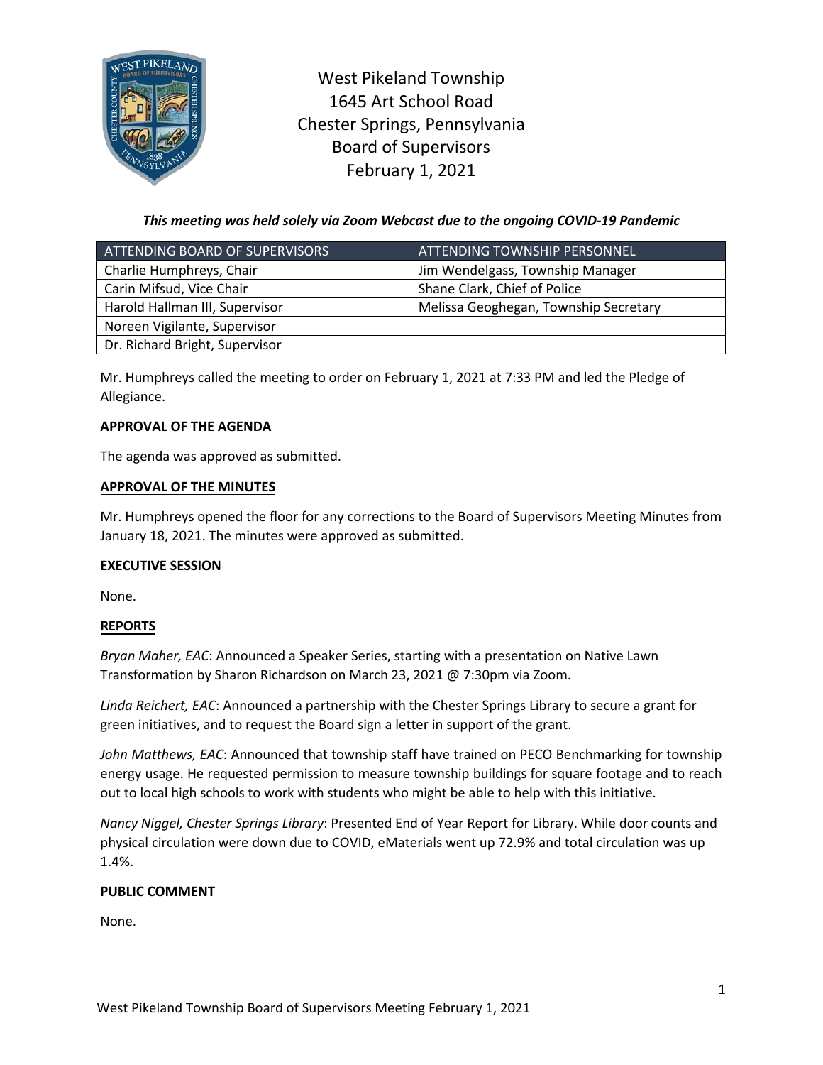# West Pikeland Township
## 1645 Art School Road
## Chester Springs, Pennsylvania
## Board of Supervisors
## February 1, 2021

***This meeting was held solely via Zoom Webcast due to the ongoing COVID-19 Pandemic***

| ATTENDING BOARD OF SUPERVISORS | ATTENDING TOWNSHIP PERSONNEL |
|---|---|
| Charlie Humphreys, Chair | Jim Wendelgass, Township Manager |
| Carin Mifsud, Vice Chair | Shane Clark, Chief of Police |
| Harold Hallman III, Supervisor | Melissa Geoghegan, Township Secretary |
| Noreen Vigilante, Supervisor | |
| Dr. Richard Bright, Supervisor | |

Mr. Humphreys called the meeting to order on February 1, 2021 at 7:33 PM and led the Pledge of Allegiance.

**APPROVAL OF THE AGENDA**

The agenda was approved as submitted.

**APPROVAL OF THE MINUTES**

Mr. Humphreys opened the floor for any corrections to the Board of Supervisors Meeting Minutes from January 18, 2021. The minutes were approved as submitted.

**EXECUTIVE SESSION**

None.

**REPORTS**

*Bryan Maher, EAC*: Announced a Speaker Series, starting with a presentation on Native Lawn Transformation by Sharon Richardson on March 23, 2021 @ 7:30pm via Zoom.

*Linda Reichert, EAC*: Announced a partnership with the Chester Springs Library to secure a grant for green initiatives, and to request the Board sign a letter in support of the grant.

*John Matthews, EAC*: Announced that township staff have trained on PECO Benchmarking for township energy usage. He requested permission to measure township buildings for square footage and to reach out to local high schools to work with students who might be able to help with this initiative.

*Nancy Niggel, Chester Springs Library*: Presented End of Year Report for Library. While door counts and physical circulation were down due to COVID, eMaterials went up 72.9% and total circulation was up 1.4%.

**PUBLIC COMMENT**

None.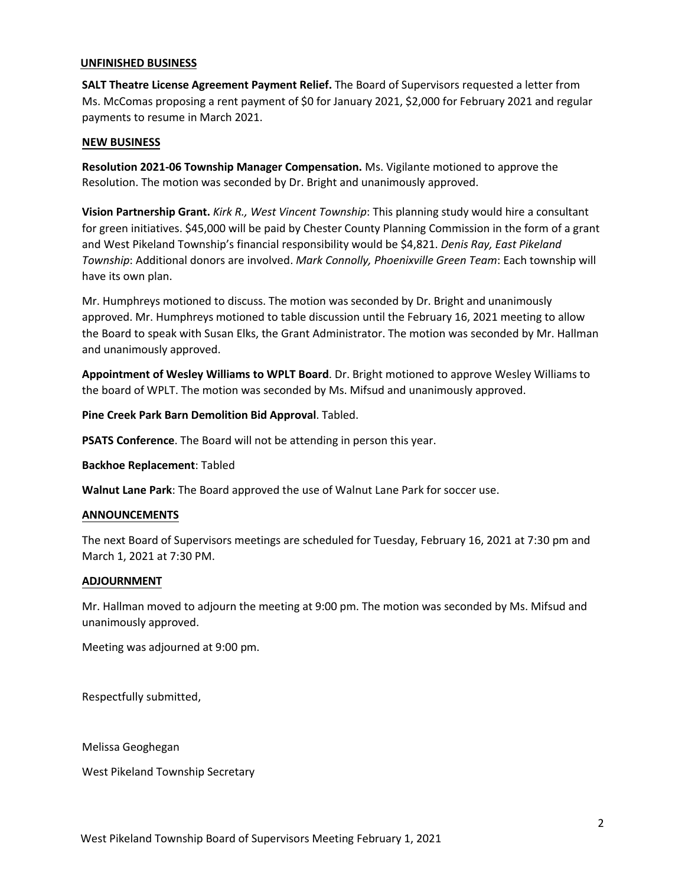## UNFINISHED BUSINESS

**SALT Theatre License Agreement Payment Relief.** The Board of Supervisors requested a letter from Ms. McComas proposing a rent payment of $0 for January 2021, $2,000 for February 2021 and regular payments to resume in March 2021.

## NEW BUSINESS

**Resolution 2021-06 Township Manager Compensation.** Ms. Vigilante motioned to approve the Resolution. The motion was seconded by Dr. Bright and unanimously approved.

**Vision Partnership Grant.** *Kirk R., West Vincent Township*: This planning study would hire a consultant for green initiatives. $45,000 will be paid by Chester County Planning Commission in the form of a grant and West Pikeland Township's financial responsibility would be $4,821. *Denis Ray, East Pikeland Township*: Additional donors are involved. *Mark Connolly, Phoenixville Green Team*: Each township will have its own plan.

Mr. Humphreys motioned to discuss. The motion was seconded by Dr. Bright and unanimously approved. Mr. Humphreys motioned to table discussion until the February 16, 2021 meeting to allow the Board to speak with Susan Elks, the Grant Administrator. The motion was seconded by Mr. Hallman and unanimously approved.

**Appointment of Wesley Williams to WPLT Board**. Dr. Bright motioned to approve Wesley Williams to the board of WPLT. The motion was seconded by Ms. Mifsud and unanimously approved.

**Pine Creek Park Barn Demolition Bid Approval**. Tabled.

**PSATS Conference**. The Board will not be attending in person this year.

**Backhoe Replacement**: Tabled

**Walnut Lane Park**: The Board approved the use of Walnut Lane Park for soccer use.

## ANNOUNCEMENTS

The next Board of Supervisors meetings are scheduled for Tuesday, February 16, 2021 at 7:30 pm and March 1, 2021 at 7:30 PM.

## ADJOURNMENT

Mr. Hallman moved to adjourn the meeting at 9:00 pm. The motion was seconded by Ms. Mifsud and unanimously approved.

Meeting was adjourned at 9:00 pm.

Respectfully submitted,

Melissa Geoghegan

West Pikeland Township Secretary